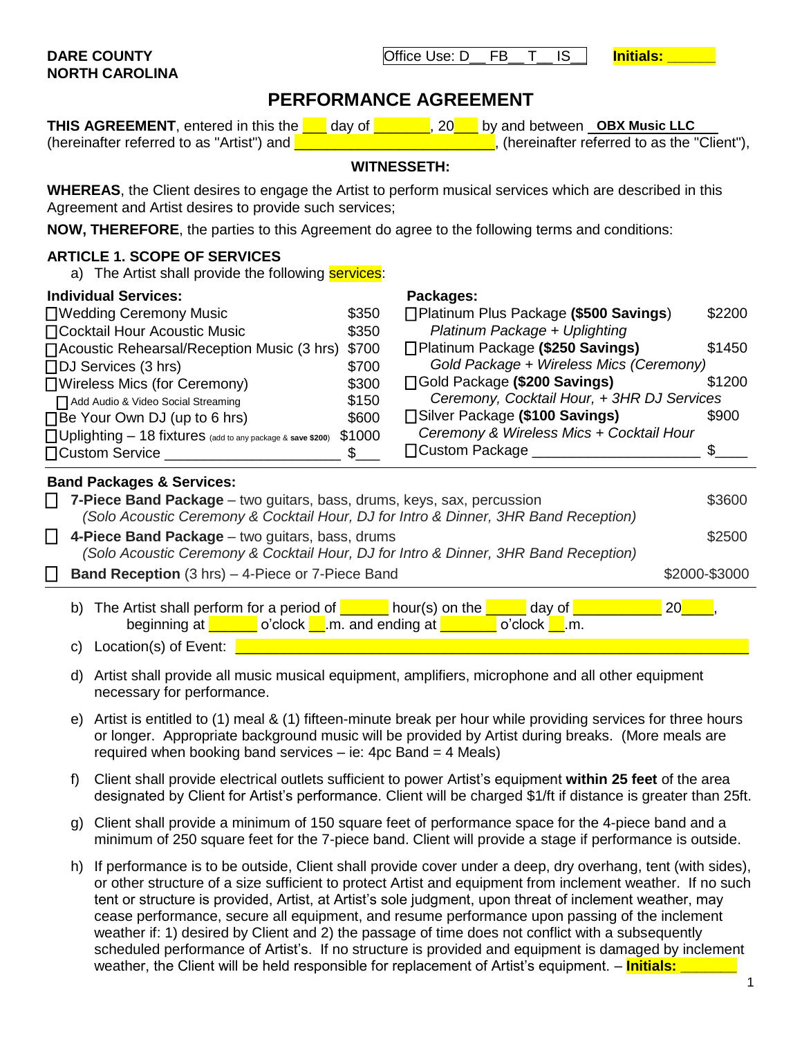**DARE COUNTY**
**NORTH CAROLINA**

Office Use: D__ FB__ T__ IS__ **Initials: ______**

# PERFORMANCE AGREEMENT

**THIS AGREEMENT**, entered in this the ___ day of _______, 20___ by and between **OBX Music LLC** (hereinafter referred to as "Artist") and _________________________, (hereinafter referred to as the "Client"),

**WITNESSETH:**

**WHEREAS**, the Client desires to engage the Artist to perform musical services which are described in this Agreement and Artist desires to provide such services;

**NOW, THEREFORE**, the parties to this Agreement do agree to the following terms and conditions:

## ARTICLE 1. SCOPE OF SERVICES

a) The Artist shall provide the following services:

**Individual Services:**

| Service | Price |
|---|---|
| ☐ Wedding Ceremony Music | $350 |
| ☐ Cocktail Hour Acoustic Music | $350 |
| ☐ Acoustic Rehearsal/Reception Music (3 hrs) | $700 |
| ☐ DJ Services (3 hrs) | $700 |
| ☐ Wireless Mics (for Ceremony) | $300 |
| ☐ Add Audio & Video Social Streaming | $150 |
| ☐ Be Your Own DJ (up to 6 hrs) | $600 |
| ☐ Uplighting – 18 fixtures (add to any package & **save $200**) | $1000 |
| ☐ Custom Service ______________________ | $___ |

**Packages:**

| Package | Price |
|---|---|
| ☐ Platinum Plus Package **($500 Savings)**<br>*Platinum Package + Uplighting* | $2200 |
| ☐ Platinum Package **($250 Savings)**<br>*Gold Package + Wireless Mics (Ceremony)* | $1450 |
| ☐ Gold Package **($200 Savings)**<br>*Ceremony, Cocktail Hour, + 3HR DJ Services* | $1200 |
| ☐ Silver Package **($100 Savings)**<br>*Ceremony & Wireless Mics + Cocktail Hour* | $900 |
| ☐ Custom Package ____________________ | $____ |

**Band Packages & Services:**

| Package | Price |
|---|---|
| ☐ **7-Piece Band Package** – two guitars, bass, drums, keys, sax, percussion<br>*(Solo Acoustic Ceremony & Cocktail Hour, DJ for Intro & Dinner, 3HR Band Reception)* | $3600 |
| ☐ **4-Piece Band Package** – two guitars, bass, drums<br>*(Solo Acoustic Ceremony & Cocktail Hour, DJ for Intro & Dinner, 3HR Band Reception)* | $2500 |
| ☐ **Band Reception** (3 hrs) – 4-Piece or 7-Piece Band | $2000-$3000 |

b) The Artist shall perform for a period of ______ hour(s) on the _____ day of ___________ 20____, beginning at ______ o'clock __.m. and ending at _______ o'clock __.m.

c) Location(s) of Event: ____________________________________________

d) Artist shall provide all music musical equipment, amplifiers, microphone and all other equipment necessary for performance.

e) Artist is entitled to (1) meal & (1) fifteen-minute break per hour while providing services for three hours or longer. Appropriate background music will be provided by Artist during breaks. (More meals are required when booking band services – ie: 4pc Band = 4 Meals)

f) Client shall provide electrical outlets sufficient to power Artist's equipment **within 25 feet** of the area designated by Client for Artist's performance. Client will be charged $1/ft if distance is greater than 25ft.

g) Client shall provide a minimum of 150 square feet of performance space for the 4-piece band and a minimum of 250 square feet for the 7-piece band. Client will provide a stage if performance is outside.

h) If performance is to be outside, Client shall provide cover under a deep, dry overhang, tent (with sides), or other structure of a size sufficient to protect Artist and equipment from inclement weather. If no such tent or structure is provided, Artist, at Artist's sole judgment, upon threat of inclement weather, may cease performance, secure all equipment, and resume performance upon passing of the inclement weather if: 1) desired by Client and 2) the passage of time does not conflict with a subsequently scheduled performance of Artist's. If no structure is provided and equipment is damaged by inclement weather, the Client will be held responsible for replacement of Artist's equipment. – **Initials: _______**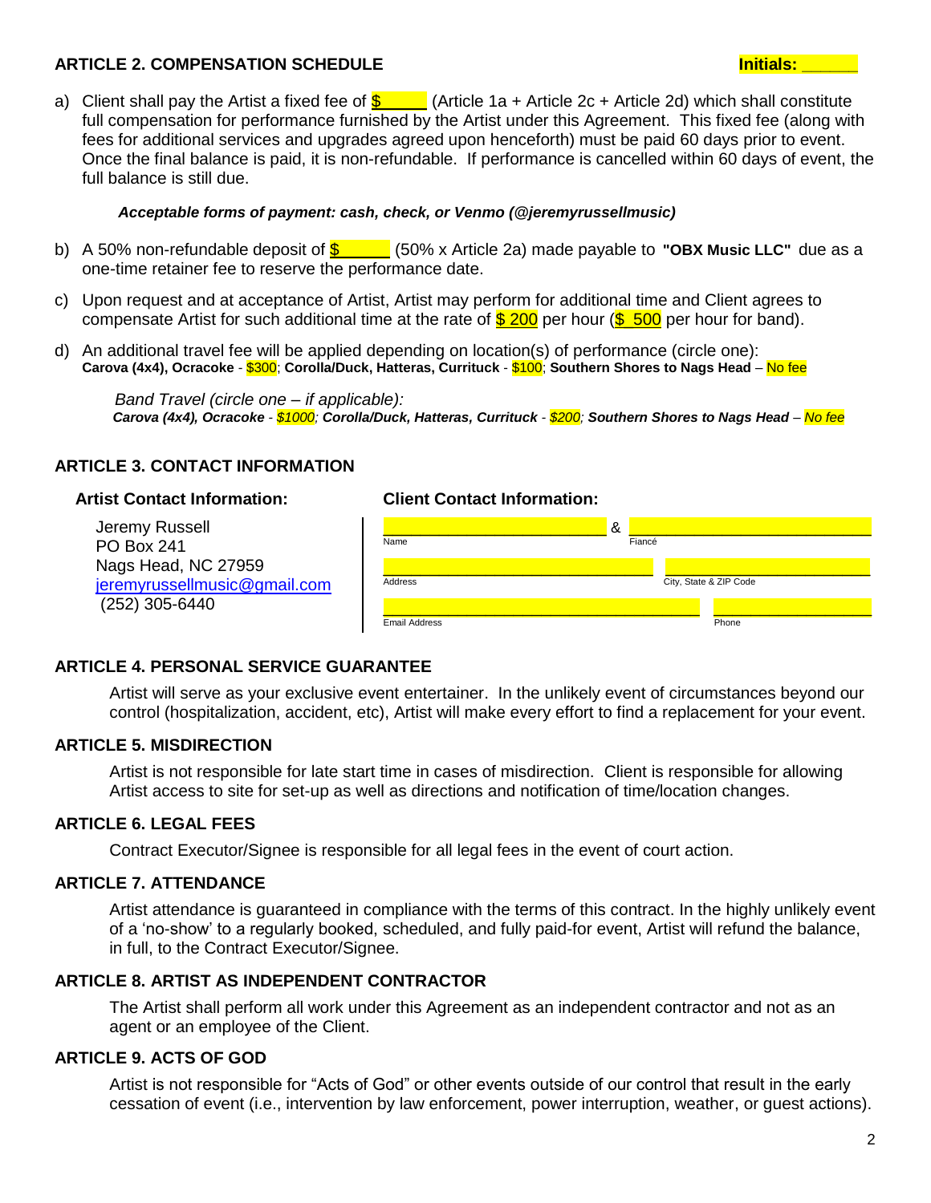## ARTICLE 2. COMPENSATION SCHEDULE

**Initials: ______**

a) Client shall pay the Artist a fixed fee of $______ (Article 1a + Article 2c + Article 2d) which shall constitute full compensation for performance furnished by the Artist under this Agreement. This fixed fee (along with fees for additional services and upgrades agreed upon henceforth) must be paid 60 days prior to event. Once the final balance is paid, it is non-refundable. If performance is cancelled within 60 days of event, the full balance is still due.

***Acceptable forms of payment: cash, check, or Venmo (@jeremyrussellmusic)***

b) A 50% non-refundable deposit of $______ (50% x Article 2a) made payable to **"OBX Music LLC"** due as a one-time retainer fee to reserve the performance date.

c) Upon request and at acceptance of Artist, Artist may perform for additional time and Client agrees to compensate Artist for such additional time at the rate of $ 200 per hour ($ 500 per hour for band).

d) An additional travel fee will be applied depending on location(s) of performance (circle one):
**Carova (4x4), Ocracoke** - $300; **Corolla/Duck, Hatteras, Currituck** - $100; **Southern Shores to Nags Head** – No fee

*Band Travel (circle one – if applicable):*
***Carova (4x4), Ocracoke** - $1000; **Corolla/Duck, Hatteras, Currituck** - $200; **Southern Shores to Nags Head** – No fee*

## ARTICLE 3. CONTACT INFORMATION

**Artist Contact Information:**

Jeremy Russell
PO Box 241
Nags Head, NC 27959
jeremyrussellmusic@gmail.com
(252) 305-6440

**Client Contact Information:**

______________________ & ______________________
Name Fiancé

______________________ ______________________
Address City, State & ZIP Code

______________________ ______________________
Email Address Phone

## ARTICLE 4. PERSONAL SERVICE GUARANTEE

Artist will serve as your exclusive event entertainer. In the unlikely event of circumstances beyond our control (hospitalization, accident, etc), Artist will make every effort to find a replacement for your event.

## ARTICLE 5. MISDIRECTION

Artist is not responsible for late start time in cases of misdirection. Client is responsible for allowing Artist access to site for set-up as well as directions and notification of time/location changes.

## ARTICLE 6. LEGAL FEES

Contract Executor/Signee is responsible for all legal fees in the event of court action.

## ARTICLE 7. ATTENDANCE

Artist attendance is guaranteed in compliance with the terms of this contract. In the highly unlikely event of a 'no-show' to a regularly booked, scheduled, and fully paid-for event, Artist will refund the balance, in full, to the Contract Executor/Signee.

## ARTICLE 8. ARTIST AS INDEPENDENT CONTRACTOR

The Artist shall perform all work under this Agreement as an independent contractor and not as an agent or an employee of the Client.

## ARTICLE 9. ACTS OF GOD

Artist is not responsible for "Acts of God" or other events outside of our control that result in the early cessation of event (i.e., intervention by law enforcement, power interruption, weather, or guest actions).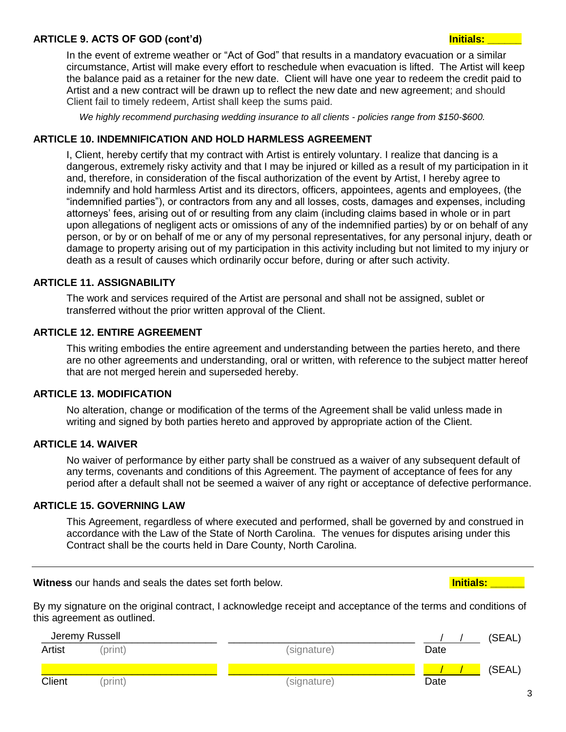**ARTICLE 9. ACTS OF GOD (cont'd)** **Initials: ______**

In the event of extreme weather or "Act of God" that results in a mandatory evacuation or a similar circumstance, Artist will make every effort to reschedule when evacuation is lifted. The Artist will keep the balance paid as a retainer for the new date. Client will have one year to redeem the credit paid to Artist and a new contract will be drawn up to reflect the new date and new agreement; and should Client fail to timely redeem, Artist shall keep the sums paid.

*We highly recommend purchasing wedding insurance to all clients - policies range from $150-$600.*

**ARTICLE 10. INDEMNIFICATION AND HOLD HARMLESS AGREEMENT**

I, Client, hereby certify that my contract with Artist is entirely voluntary. I realize that dancing is a dangerous, extremely risky activity and that I may be injured or killed as a result of my participation in it and, therefore, in consideration of the fiscal authorization of the event by Artist, I hereby agree to indemnify and hold harmless Artist and its directors, officers, appointees, agents and employees, (the "indemnified parties"), or contractors from any and all losses, costs, damages and expenses, including attorneys' fees, arising out of or resulting from any claim (including claims based in whole or in part upon allegations of negligent acts or omissions of any of the indemnified parties) by or on behalf of any person, or by or on behalf of me or any of my personal representatives, for any personal injury, death or damage to property arising out of my participation in this activity including but not limited to my injury or death as a result of causes which ordinarily occur before, during or after such activity.

**ARTICLE 11. ASSIGNABILITY**

The work and services required of the Artist are personal and shall not be assigned, sublet or transferred without the prior written approval of the Client.

**ARTICLE 12. ENTIRE AGREEMENT**

This writing embodies the entire agreement and understanding between the parties hereto, and there are no other agreements and understanding, oral or written, with reference to the subject matter hereof that are not merged herein and superseded hereby.

**ARTICLE 13. MODIFICATION**

No alteration, change or modification of the terms of the Agreement shall be valid unless made in writing and signed by both parties hereto and approved by appropriate action of the Client.

**ARTICLE 14. WAIVER**

No waiver of performance by either party shall be construed as a waiver of any subsequent default of any terms, covenants and conditions of this Agreement. The payment of acceptance of fees for any period after a default shall not be seemed a waiver of any right or acceptance of defective performance.

**ARTICLE 15. GOVERNING LAW**

This Agreement, regardless of where executed and performed, shall be governed by and construed in accordance with the Law of the State of North Carolina. The venues for disputes arising under this Contract shall be the courts held in Dare County, North Carolina.

---

**Witness** our hands and seals the dates set forth below. **Initials: ______**

By my signature on the original contract, I acknowledge receipt and acceptance of the terms and conditions of this agreement as outlined.

| | | | |
|---|---|---|---|
| Jeremy Russell | ______________________ | ___/___/___ | (SEAL) |
| Artist (print) | (signature) | Date | |
| ______________________ | ______________________ | ___/___/___ | (SEAL) |
| Client (print) | (signature) | Date | |